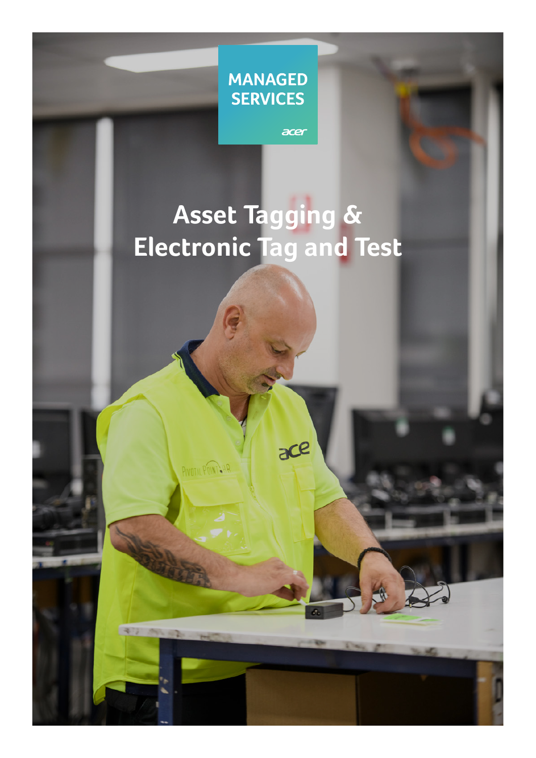MANAGED SERVICES

# Asset Tagging & Electronic Tag and Test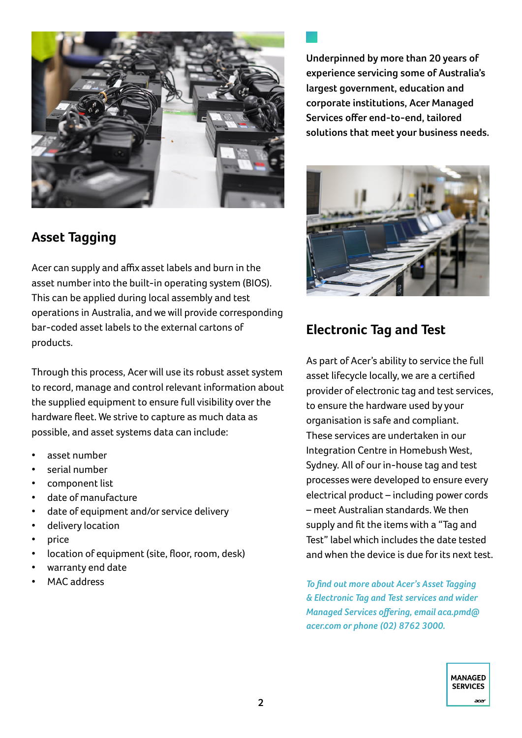## Asset Tagging

Acer can supply and affix asset labels and burn in the asset number into the built-in operating system (BIOS). This can be applied during local assembly and test operations in Australia, and we will provide corresponding bar-coded asset labels to the external cartons of products.

Through this process, Acer will use its robust asset system to record, manage and control relevant information about the supplied equipment to ensure full visibility over the hardware fleet. We strive to capture as much data as possible, and asset systems data can include:

- asset number
- serial number
- component list
- date of manufacture
- date of equipment and/or service delivery
- delivery location
- price
- location of equipment (site, floor, room, desk)
- warranty end date
- MAC address

**Underpinned by more than 20 years of experience servicing some of Australia's largest government, education and corporate institutions, Acer Managed Services offer end-to-end, tailored solutions that meet your business needs.**

## Electronic Tag and Test

As part of Acer's ability to service the full asset lifecycle locally, we are a certified provider of electronic tag and test services, to ensure the hardware used by your organisation is safe and compliant. These services are undertaken in our Integration Centre in Homebush West, Sydney. All of our in-house tag and test processes were developed to ensure every electrical product – including power cords – meet Australian standards. We then supply and fit the items with a "Tag and Test" label which includes the date tested and when the device is due for its next test.

*To find out more about Acer's Asset Tagging & Electronic Tag and Test services and wider Managed Services offering, email aca.pmd@acer.com or phone (02) 8762 3000.*

MANAGED SERVICES
acer